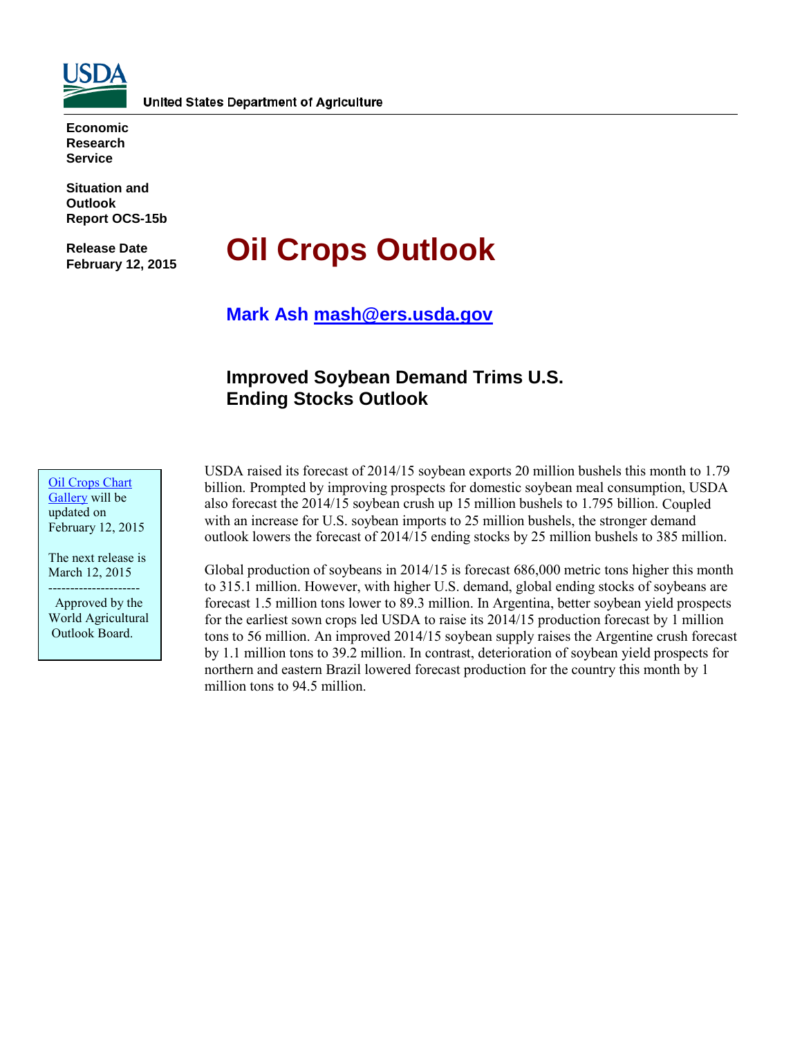United States Department of Agriculture

**Economic Research Service**

**Situation and Outlook Report OCS-15b**

**Release Date February 12, 2015**

# Oil Crops Outlook

**Mark Ash mash@ers.usda.gov**

## Improved Soybean Demand Trims U.S. Ending Stocks Outlook

Oil Crops Chart Gallery will be updated on February 12, 2015

The next release is March 12, 2015

---

Approved by the World Agricultural Outlook Board.

USDA raised its forecast of 2014/15 soybean exports 20 million bushels this month to 1.79 billion. Prompted by improving prospects for domestic soybean meal consumption, USDA also forecast the 2014/15 soybean crush up 15 million bushels to 1.795 billion. Coupled with an increase for U.S. soybean imports to 25 million bushels, the stronger demand outlook lowers the forecast of 2014/15 ending stocks by 25 million bushels to 385 million.

Global production of soybeans in 2014/15 is forecast 686,000 metric tons higher this month to 315.1 million. However, with higher U.S. demand, global ending stocks of soybeans are forecast 1.5 million tons lower to 89.3 million. In Argentina, better soybean yield prospects for the earliest sown crops led USDA to raise its 2014/15 production forecast by 1 million tons to 56 million. An improved 2014/15 soybean supply raises the Argentine crush forecast by 1.1 million tons to 39.2 million. In contrast, deterioration of soybean yield prospects for northern and eastern Brazil lowered forecast production for the country this month by 1 million tons to 94.5 million.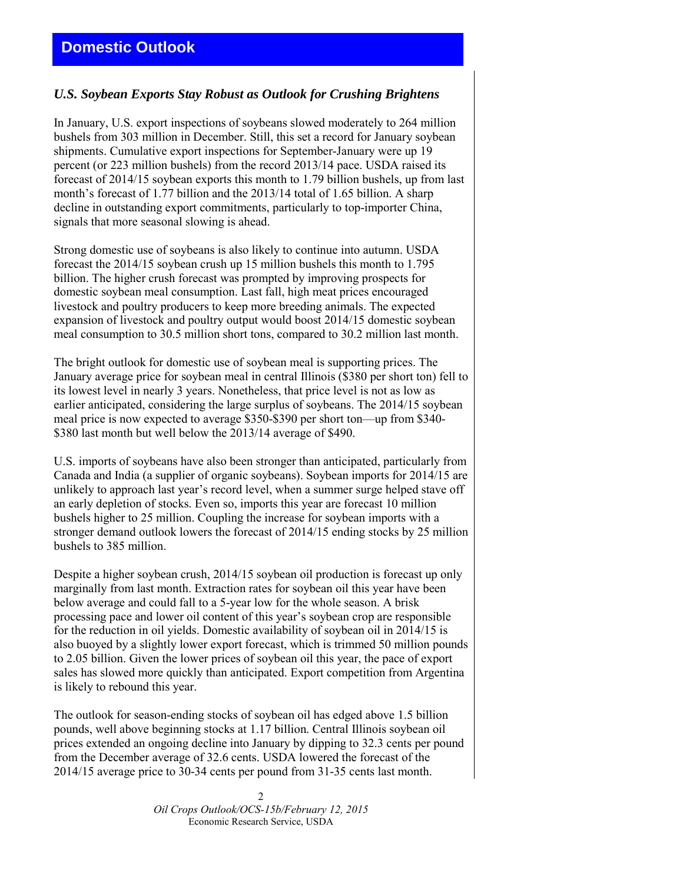## Domestic Outlook

### *U.S. Soybean Exports Stay Robust as Outlook for Crushing Brightens*

In January, U.S. export inspections of soybeans slowed moderately to 264 million bushels from 303 million in December. Still, this set a record for January soybean shipments. Cumulative export inspections for September-January were up 19 percent (or 223 million bushels) from the record 2013/14 pace. USDA raised its forecast of 2014/15 soybean exports this month to 1.79 billion bushels, up from last month's forecast of 1.77 billion and the 2013/14 total of 1.65 billion. A sharp decline in outstanding export commitments, particularly to top-importer China, signals that more seasonal slowing is ahead.

Strong domestic use of soybeans is also likely to continue into autumn. USDA forecast the 2014/15 soybean crush up 15 million bushels this month to 1.795 billion. The higher crush forecast was prompted by improving prospects for domestic soybean meal consumption. Last fall, high meat prices encouraged livestock and poultry producers to keep more breeding animals. The expected expansion of livestock and poultry output would boost 2014/15 domestic soybean meal consumption to 30.5 million short tons, compared to 30.2 million last month.

The bright outlook for domestic use of soybean meal is supporting prices. The January average price for soybean meal in central Illinois ($380 per short ton) fell to its lowest level in nearly 3 years. Nonetheless, that price level is not as low as earlier anticipated, considering the large surplus of soybeans. The 2014/15 soybean meal price is now expected to average $350-$390 per short ton—up from $340-$380 last month but well below the 2013/14 average of $490.

U.S. imports of soybeans have also been stronger than anticipated, particularly from Canada and India (a supplier of organic soybeans). Soybean imports for 2014/15 are unlikely to approach last year's record level, when a summer surge helped stave off an early depletion of stocks. Even so, imports this year are forecast 10 million bushels higher to 25 million. Coupling the increase for soybean imports with a stronger demand outlook lowers the forecast of 2014/15 ending stocks by 25 million bushels to 385 million.

Despite a higher soybean crush, 2014/15 soybean oil production is forecast up only marginally from last month. Extraction rates for soybean oil this year have been below average and could fall to a 5-year low for the whole season. A brisk processing pace and lower oil content of this year's soybean crop are responsible for the reduction in oil yields. Domestic availability of soybean oil in 2014/15 is also buoyed by a slightly lower export forecast, which is trimmed 50 million pounds to 2.05 billion. Given the lower prices of soybean oil this year, the pace of export sales has slowed more quickly than anticipated. Export competition from Argentina is likely to rebound this year.

The outlook for season-ending stocks of soybean oil has edged above 1.5 billion pounds, well above beginning stocks at 1.17 billion. Central Illinois soybean oil prices extended an ongoing decline into January by dipping to 32.3 cents per pound from the December average of 32.6 cents. USDA lowered the forecast of the 2014/15 average price to 30-34 cents per pound from 31-35 cents last month.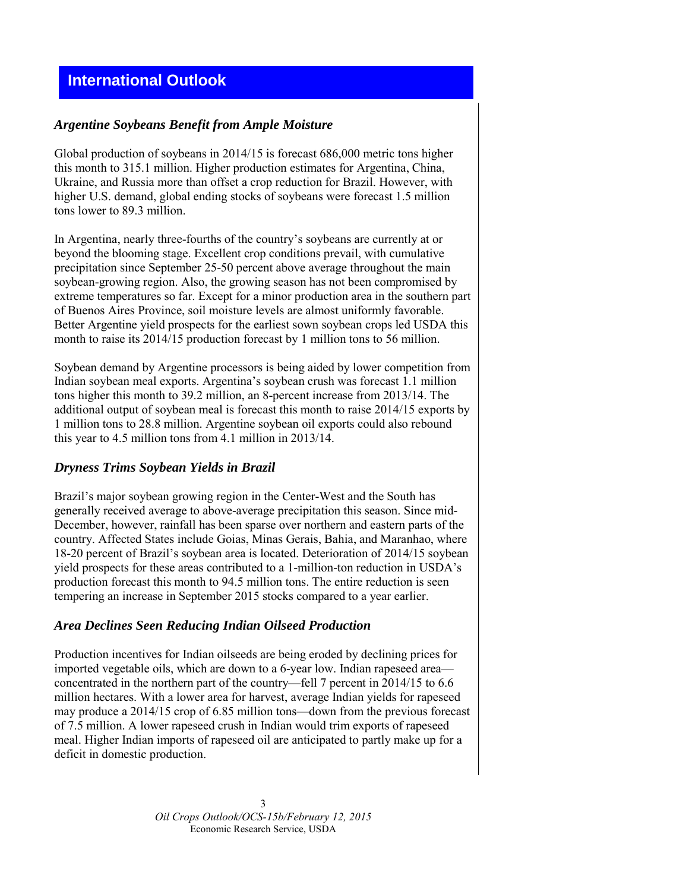# International Outlook

### *Argentine Soybeans Benefit from Ample Moisture*

Global production of soybeans in 2014/15 is forecast 686,000 metric tons higher this month to 315.1 million. Higher production estimates for Argentina, China, Ukraine, and Russia more than offset a crop reduction for Brazil. However, with higher U.S. demand, global ending stocks of soybeans were forecast 1.5 million tons lower to 89.3 million.

In Argentina, nearly three-fourths of the country's soybeans are currently at or beyond the blooming stage. Excellent crop conditions prevail, with cumulative precipitation since September 25-50 percent above average throughout the main soybean-growing region. Also, the growing season has not been compromised by extreme temperatures so far. Except for a minor production area in the southern part of Buenos Aires Province, soil moisture levels are almost uniformly favorable. Better Argentine yield prospects for the earliest sown soybean crops led USDA this month to raise its 2014/15 production forecast by 1 million tons to 56 million.

Soybean demand by Argentine processors is being aided by lower competition from Indian soybean meal exports. Argentina's soybean crush was forecast 1.1 million tons higher this month to 39.2 million, an 8-percent increase from 2013/14. The additional output of soybean meal is forecast this month to raise 2014/15 exports by 1 million tons to 28.8 million. Argentine soybean oil exports could also rebound this year to 4.5 million tons from 4.1 million in 2013/14.

### *Dryness Trims Soybean Yields in Brazil*

Brazil's major soybean growing region in the Center-West and the South has generally received average to above-average precipitation this season. Since mid-December, however, rainfall has been sparse over northern and eastern parts of the country. Affected States include Goias, Minas Gerais, Bahia, and Maranhao, where 18-20 percent of Brazil's soybean area is located. Deterioration of 2014/15 soybean yield prospects for these areas contributed to a 1-million-ton reduction in USDA's production forecast this month to 94.5 million tons. The entire reduction is seen tempering an increase in September 2015 stocks compared to a year earlier.

### *Area Declines Seen Reducing Indian Oilseed Production*

Production incentives for Indian oilseeds are being eroded by declining prices for imported vegetable oils, which are down to a 6-year low. Indian rapeseed area—concentrated in the northern part of the country—fell 7 percent in 2014/15 to 6.6 million hectares. With a lower area for harvest, average Indian yields for rapeseed may produce a 2014/15 crop of 6.85 million tons—down from the previous forecast of 7.5 million. A lower rapeseed crush in Indian would trim exports of rapeseed meal. Higher Indian imports of rapeseed oil are anticipated to partly make up for a deficit in domestic production.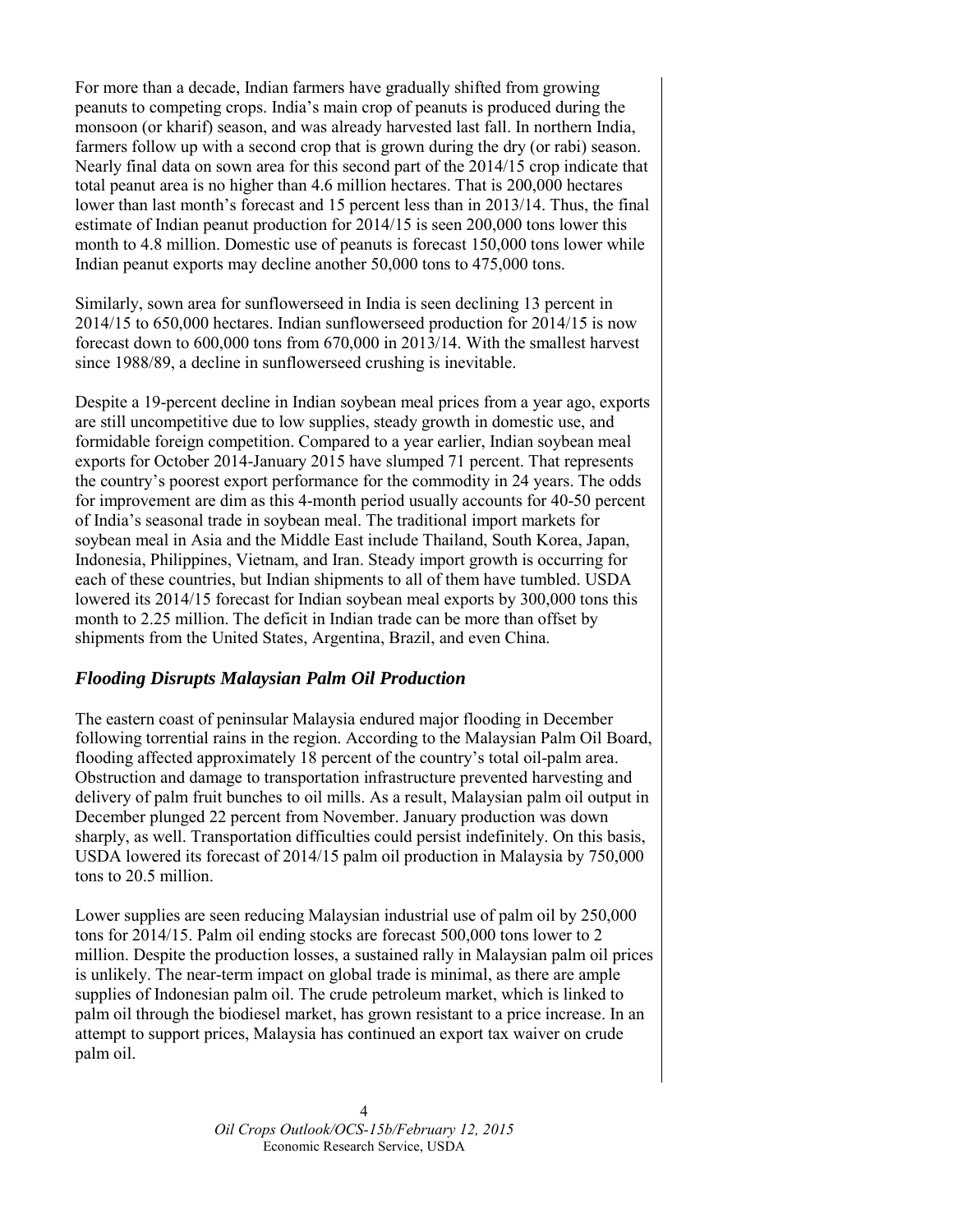For more than a decade, Indian farmers have gradually shifted from growing peanuts to competing crops. India's main crop of peanuts is produced during the monsoon (or kharif) season, and was already harvested last fall. In northern India, farmers follow up with a second crop that is grown during the dry (or rabi) season. Nearly final data on sown area for this second part of the 2014/15 crop indicate that total peanut area is no higher than 4.6 million hectares. That is 200,000 hectares lower than last month's forecast and 15 percent less than in 2013/14. Thus, the final estimate of Indian peanut production for 2014/15 is seen 200,000 tons lower this month to 4.8 million. Domestic use of peanuts is forecast 150,000 tons lower while Indian peanut exports may decline another 50,000 tons to 475,000 tons.

Similarly, sown area for sunflowerseed in India is seen declining 13 percent in 2014/15 to 650,000 hectares. Indian sunflowerseed production for 2014/15 is now forecast down to 600,000 tons from 670,000 in 2013/14. With the smallest harvest since 1988/89, a decline in sunflowerseed crushing is inevitable.

Despite a 19-percent decline in Indian soybean meal prices from a year ago, exports are still uncompetitive due to low supplies, steady growth in domestic use, and formidable foreign competition. Compared to a year earlier, Indian soybean meal exports for October 2014-January 2015 have slumped 71 percent. That represents the country's poorest export performance for the commodity in 24 years. The odds for improvement are dim as this 4-month period usually accounts for 40-50 percent of India's seasonal trade in soybean meal. The traditional import markets for soybean meal in Asia and the Middle East include Thailand, South Korea, Japan, Indonesia, Philippines, Vietnam, and Iran. Steady import growth is occurring for each of these countries, but Indian shipments to all of them have tumbled. USDA lowered its 2014/15 forecast for Indian soybean meal exports by 300,000 tons this month to 2.25 million. The deficit in Indian trade can be more than offset by shipments from the United States, Argentina, Brazil, and even China.

## *Flooding Disrupts Malaysian Palm Oil Production*

The eastern coast of peninsular Malaysia endured major flooding in December following torrential rains in the region. According to the Malaysian Palm Oil Board, flooding affected approximately 18 percent of the country's total oil-palm area. Obstruction and damage to transportation infrastructure prevented harvesting and delivery of palm fruit bunches to oil mills. As a result, Malaysian palm oil output in December plunged 22 percent from November. January production was down sharply, as well. Transportation difficulties could persist indefinitely. On this basis, USDA lowered its forecast of 2014/15 palm oil production in Malaysia by 750,000 tons to 20.5 million.

Lower supplies are seen reducing Malaysian industrial use of palm oil by 250,000 tons for 2014/15. Palm oil ending stocks are forecast 500,000 tons lower to 2 million. Despite the production losses, a sustained rally in Malaysian palm oil prices is unlikely. The near-term impact on global trade is minimal, as there are ample supplies of Indonesian palm oil. The crude petroleum market, which is linked to palm oil through the biodiesel market, has grown resistant to a price increase. In an attempt to support prices, Malaysia has continued an export tax waiver on crude palm oil.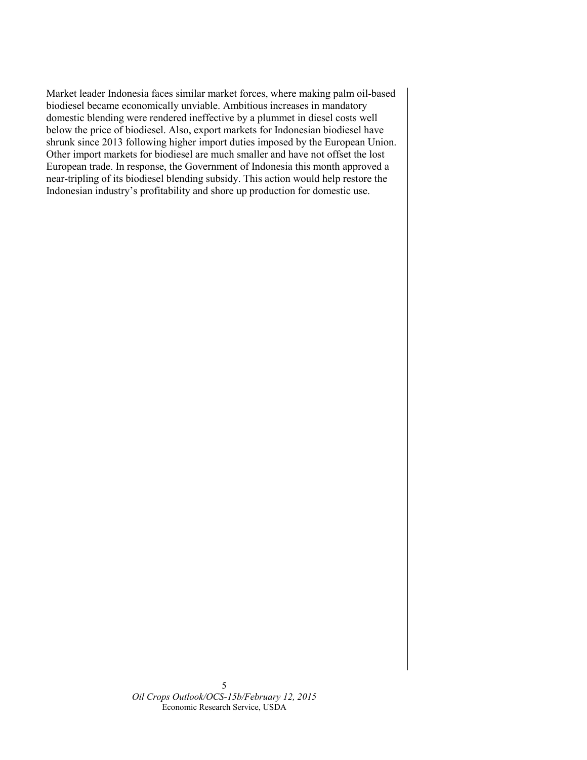Market leader Indonesia faces similar market forces, where making palm oil-based biodiesel became economically unviable. Ambitious increases in mandatory domestic blending were rendered ineffective by a plummet in diesel costs well below the price of biodiesel. Also, export markets for Indonesian biodiesel have shrunk since 2013 following higher import duties imposed by the European Union. Other import markets for biodiesel are much smaller and have not offset the lost European trade. In response, the Government of Indonesia this month approved a near-tripling of its biodiesel blending subsidy. This action would help restore the Indonesian industry's profitability and shore up production for domestic use.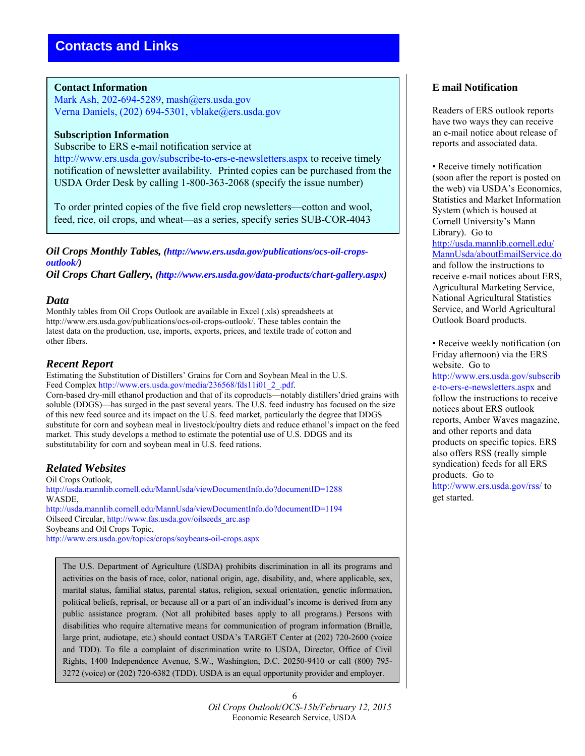# Contacts and Links

**Contact Information**
Mark Ash, 202-694-5289, mash@ers.usda.gov
Verna Daniels, (202) 694-5301, vblake@ers.usda.gov

**Subscription Information**
Subscribe to ERS e-mail notification service at http://www.ers.usda.gov/subscribe-to-ers-e-newsletters.aspx to receive timely notification of newsletter availability. Printed copies can be purchased from the USDA Order Desk by calling 1-800-363-2068 (specify the issue number)

To order printed copies of the five field crop newsletters—cotton and wool, feed, rice, oil crops, and wheat—as a series, specify series SUB-COR-4043

***Oil Crops Monthly Tables, (http://www.ers.usda.gov/publications/ocs-oil-crops-outlook/)***
***Oil Crops Chart Gallery, (http://www.ers.usda.gov/data-products/chart-gallery.aspx)***

## *Data*

Monthly tables from Oil Crops Outlook are available in Excel (.xls) spreadsheets at http://www.ers.usda.gov/publications/ocs-oil-crops-outlook/. These tables contain the latest data on the production, use, imports, exports, prices, and textile trade of cotton and other fibers.

## *Recent Report*

Estimating the Substitution of Distillers' Grains for Corn and Soybean Meal in the U.S. Feed Complex http://www.ers.usda.gov/media/236568/fds11i01_2_.pdf.
Corn-based dry-mill ethanol production and that of its coproducts—notably distillers'dried grains with soluble (DDGS)—has surged in the past several years. The U.S. feed industry has focused on the size of this new feed source and its impact on the U.S. feed market, particularly the degree that DDGS substitute for corn and soybean meal in livestock/poultry diets and reduce ethanol's impact on the feed market. This study develops a method to estimate the potential use of U.S. DDGS and its substitutability for corn and soybean meal in U.S. feed rations.

## *Related Websites*

Oil Crops Outlook,
http://usda.mannlib.cornell.edu/MannUsda/viewDocumentInfo.do?documentID=1288
WASDE,
http://usda.mannlib.cornell.edu/MannUsda/viewDocumentInfo.do?documentID=1194
Oilseed Circular, http://www.fas.usda.gov/oilseeds_arc.asp
Soybeans and Oil Crops Topic,
http://www.ers.usda.gov/topics/crops/soybeans-oil-crops.aspx

The U.S. Department of Agriculture (USDA) prohibits discrimination in all its programs and activities on the basis of race, color, national origin, age, disability, and, where applicable, sex, marital status, familial status, parental status, religion, sexual orientation, genetic information, political beliefs, reprisal, or because all or a part of an individual's income is derived from any public assistance program. (Not all prohibited bases apply to all programs.) Persons with disabilities who require alternative means for communication of program information (Braille, large print, audiotape, etc.) should contact USDA's TARGET Center at (202) 720-2600 (voice and TDD). To file a complaint of discrimination write to USDA, Director, Office of Civil Rights, 1400 Independence Avenue, S.W., Washington, D.C. 20250-9410 or call (800) 795-3272 (voice) or (202) 720-6382 (TDD). USDA is an equal opportunity provider and employer.

**E mail Notification**

Readers of ERS outlook reports have two ways they can receive an e-mail notice about release of reports and associated data.

• Receive timely notification (soon after the report is posted on the web) via USDA's Economics, Statistics and Market Information System (which is housed at Cornell University's Mann Library). Go to http://usda.mannlib.cornell.edu/MannUsda/aboutEmailService.do and follow the instructions to receive e-mail notices about ERS, Agricultural Marketing Service, National Agricultural Statistics Service, and World Agricultural Outlook Board products.

• Receive weekly notification (on Friday afternoon) via the ERS website. Go to http://www.ers.usda.gov/subscribe-to-ers-e-newsletters.aspx and follow the instructions to receive notices about ERS outlook reports, Amber Waves magazine, and other reports and data products on specific topics. ERS also offers RSS (really simple syndication) feeds for all ERS products. Go to http://www.ers.usda.gov/rss/ to get started.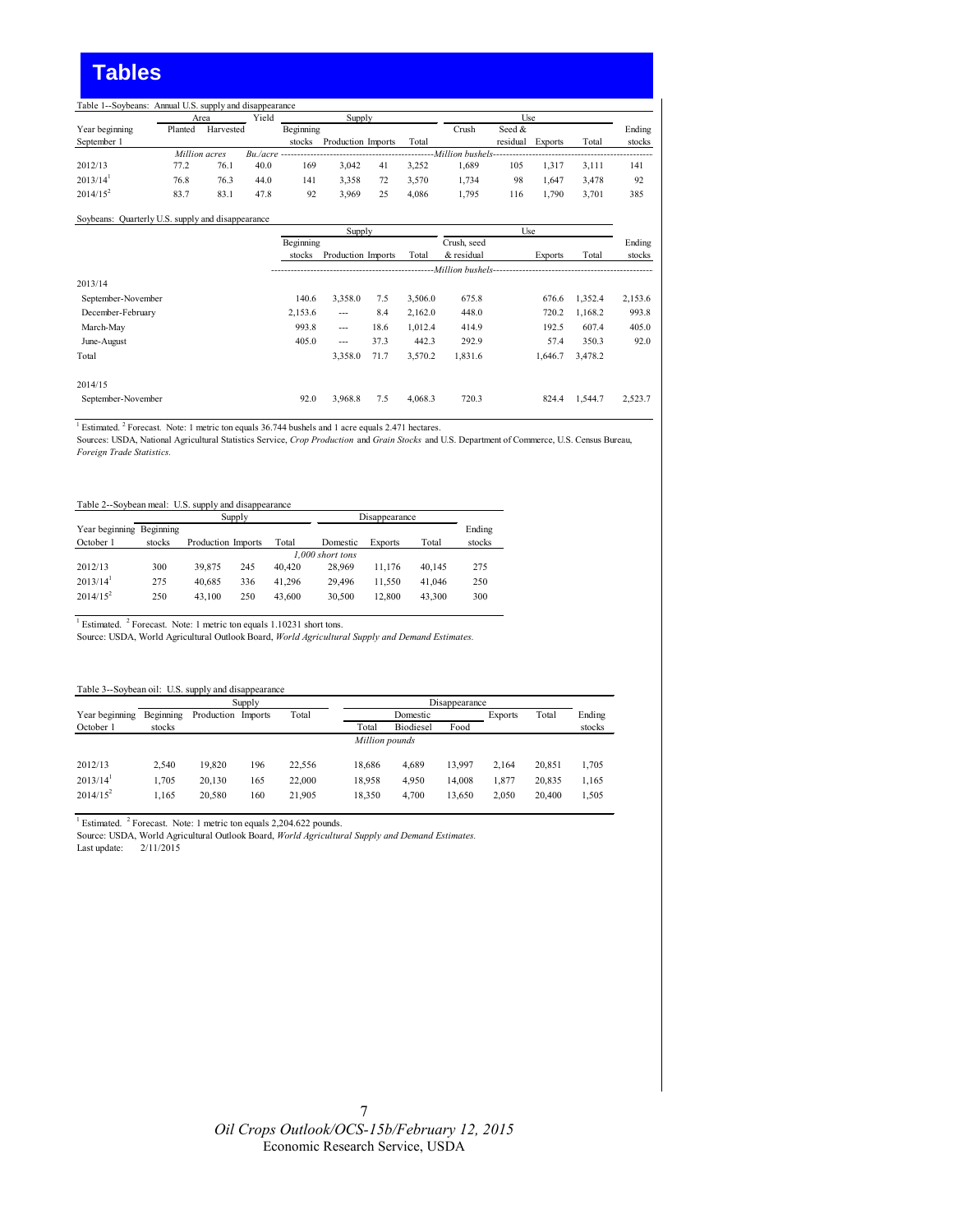# Tables

Table 1--Soybeans: Annual U.S. supply and disappearance

| Year beginning September 1 | Area | | Yield | Supply | | | | Use | | | | Ending stocks |
|---|---|---|---|---|---|---|---|---|---|---|---|---|
| | Planted | Harvested | | Beginning stocks | Production | Imports | Total | Crush | Seed & residual | Exports | Total | |
| | *Million acres* | | *Bu./acre* | *Million bushels* | | | | | | | | |
| 2012/13 | 77.2 | 76.1 | 40.0 | 169 | 3,042 | 41 | 3,252 | 1,689 | 105 | 1,317 | 3,111 | 141 |
| 2013/14[1] | 76.8 | 76.3 | 44.0 | 141 | 3,358 | 72 | 3,570 | 1,734 | 98 | 1,647 | 3,478 | 92 |
| 2014/15[2] | 83.7 | 83.1 | 47.8 | 92 | 3,969 | 25 | 4,086 | 1,795 | 116 | 1,790 | 3,701 | 385 |

Soybeans: Quarterly U.S. supply and disappearance

| | Supply | | | | Use | | | Ending stocks |
|---|---|---|---|---|---|---|---|---|
| | Beginning stocks | Production | Imports | Total | Crush, seed & residual | Exports | Total | |
| | *Million bushels* | | | | | | | |
| **2013/14** | | | | | | | | |
| September-November | 140.6 | 3,358.0 | 7.5 | 3,506.0 | 675.8 | 676.6 | 1,352.4 | 2,153.6 |
| December-February | 2,153.6 | --- | 8.4 | 2,162.0 | 448.0 | 720.2 | 1,168.2 | 993.8 |
| March-May | 993.8 | --- | 18.6 | 1,012.4 | 414.9 | 192.5 | 607.4 | 405.0 |
| June-August | 405.0 | --- | 37.3 | 442.3 | 292.9 | 57.4 | 350.3 | 92.0 |
| Total | | 3,358.0 | 71.7 | 3,570.2 | 1,831.6 | 1,646.7 | 3,478.2 | |
| **2014/15** | | | | | | | | |
| September-November | 92.0 | 3,968.8 | 7.5 | 4,068.3 | 720.3 | 824.4 | 1,544.7 | 2,523.7 |

[1] Estimated. [2] Forecast. Note: 1 metric ton equals 36.744 bushels and 1 acre equals 2.471 hectares.
Sources: USDA, National Agricultural Statistics Service, *Crop Production* and *Grain Stocks* and U.S. Department of Commerce, U.S. Census Bureau, *Foreign Trade Statistics.*

Table 2--Soybean meal: U.S. supply and disappearance

| Year beginning October 1 | Supply | | | | Disappearance | | | Ending stocks |
|---|---|---|---|---|---|---|---|---|
| | Beginning stocks | Production | Imports | Total | Domestic | Exports | Total | |
| | *1,000 short tons* | | | | | | | |
| 2012/13 | 300 | 39,875 | 245 | 40,420 | 28,969 | 11,176 | 40,145 | 275 |
| 2013/14[1] | 275 | 40,685 | 336 | 41,296 | 29,496 | 11,550 | 41,046 | 250 |
| 2014/15[2] | 250 | 43,100 | 250 | 43,600 | 30,500 | 12,800 | 43,300 | 300 |

[1] Estimated. [2] Forecast. Note: 1 metric ton equals 1.10231 short tons.
Source: USDA, World Agricultural Outlook Board, *World Agricultural Supply and Demand Estimates.*

Table 3--Soybean oil: U.S. supply and disappearance

| Year beginning October 1 | Supply | | | | Disappearance | | | | | Ending stocks |
|---|---|---|---|---|---|---|---|---|---|---|
| | Beginning stocks | Production | Imports | Total | Domestic | | | Exports | Total | |
| | | | | | Total | Biodiesel | Food | | | |
| | *Million pounds* | | | | | | | | | |
| 2012/13 | 2,540 | 19,820 | 196 | 22,556 | 18,686 | 4,689 | 13,997 | 2,164 | 20,851 | 1,705 |
| 2013/14[1] | 1,705 | 20,130 | 165 | 22,000 | 18,958 | 4,950 | 14,008 | 1,877 | 20,835 | 1,165 |
| 2014/15[2] | 1,165 | 20,580 | 160 | 21,905 | 18,350 | 4,700 | 13,650 | 2,050 | 20,400 | 1,505 |

[1] Estimated. [2] Forecast. Note: 1 metric ton equals 2,204.622 pounds.
Source: USDA, World Agricultural Outlook Board, *World Agricultural Supply and Demand Estimates.*
Last update: 2/11/2015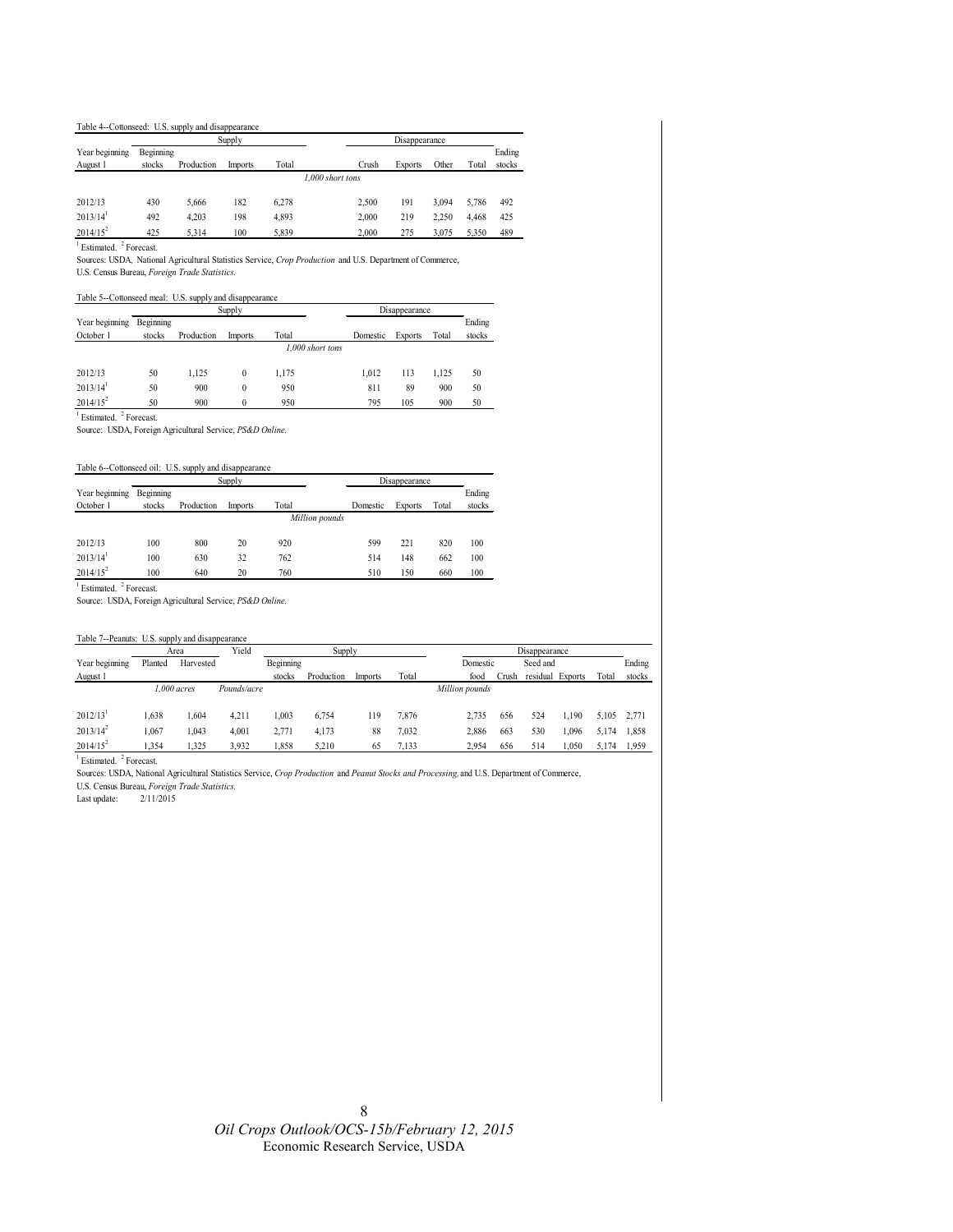Table 4--Cottonseed: U.S. supply and disappearance

| Year beginning August 1 | Supply | | | | Disappearance | | | | Ending stocks |
|---|---|---|---|---|---|---|---|---|---|
| | Beginning stocks | Production | Imports | Total | Crush | Exports | Other | Total | |
| | *1,000 short tons* | | | | | | | | |
| 2012/13 | 430 | 5,666 | 182 | 6,278 | 2,500 | 191 | 3,094 | 5,786 | 492 |
| 2013/14[1] | 492 | 4,203 | 198 | 4,893 | 2,000 | 219 | 2,250 | 4,468 | 425 |
| 2014/15[2] | 425 | 5,314 | 100 | 5,839 | 2,000 | 275 | 3,075 | 5,350 | 489 |

[1] Estimated. [2] Forecast.

Sources: USDA, National Agricultural Statistics Service, *Crop Production* and U.S. Department of Commerce, U.S. Census Bureau, *Foreign Trade Statistics.*

Table 5--Cottonseed meal: U.S. supply and disappearance

| Year beginning October 1 | Supply | | | | Disappearance | | | Ending stocks |
|---|---|---|---|---|---|---|---|---|
| | Beginning stocks | Production | Imports | Total | Domestic | Exports | Total | |
| | *1,000 short tons* | | | | | | | |
| 2012/13 | 50 | 1,125 | 0 | 1,175 | 1,012 | 113 | 1,125 | 50 |
| 2013/14[1] | 50 | 900 | 0 | 950 | 811 | 89 | 900 | 50 |
| 2014/15[2] | 50 | 900 | 0 | 950 | 795 | 105 | 900 | 50 |

[1] Estimated. [2] Forecast.

Source: USDA, Foreign Agricultural Service, *PS&D Online.*

Table 6--Cottonseed oil: U.S. supply and disappearance

| Year beginning October 1 | Supply | | | | Disappearance | | | Ending stocks |
|---|---|---|---|---|---|---|---|---|
| | Beginning stocks | Production | Imports | Total | Domestic | Exports | Total | |
| | *Million pounds* | | | | | | | |
| 2012/13 | 100 | 800 | 20 | 920 | 599 | 221 | 820 | 100 |
| 2013/14[1] | 100 | 630 | 32 | 762 | 514 | 148 | 662 | 100 |
| 2014/15[2] | 100 | 640 | 20 | 760 | 510 | 150 | 660 | 100 |

[1] Estimated. [2] Forecast.

Source: USDA, Foreign Agricultural Service, *PS&D Online.*

Table 7--Peanuts: U.S. supply and disappearance

| Year beginning August 1 | Area | | Yield | Supply | | | | Disappearance | | | | | Ending stocks |
|---|---|---|---|---|---|---|---|---|---|---|---|---|---|
| | Planted | Harvested | | Beginning stocks | Production | Imports | Total | Domestic food | Crush | Seed and residual | Exports | Total | |
| | *1,000 acres* | | *Pounds/acre* | *Million pounds* | | | | | | | | | |
| 2012/13[1] | 1,638 | 1,604 | 4,211 | 1,003 | 6,754 | 119 | 7,876 | 2,735 | 656 | 524 | 1,190 | 5,105 | 2,771 |
| 2013/14[2] | 1,067 | 1,043 | 4,001 | 2,771 | 4,173 | 88 | 7,032 | 2,886 | 663 | 530 | 1,096 | 5,174 | 1,858 |
| 2014/15[2] | 1,354 | 1,325 | 3,932 | 1,858 | 5,210 | 65 | 7,133 | 2,954 | 656 | 514 | 1,050 | 5,174 | 1,959 |

[1] Estimated. [2] Forecast.

Sources: USDA, National Agricultural Statistics Service, *Crop Production* and *Peanut Stocks and Processing,* and U.S. Department of Commerce, U.S. Census Bureau, *Foreign Trade Statistics.*

Last update: 2/11/2015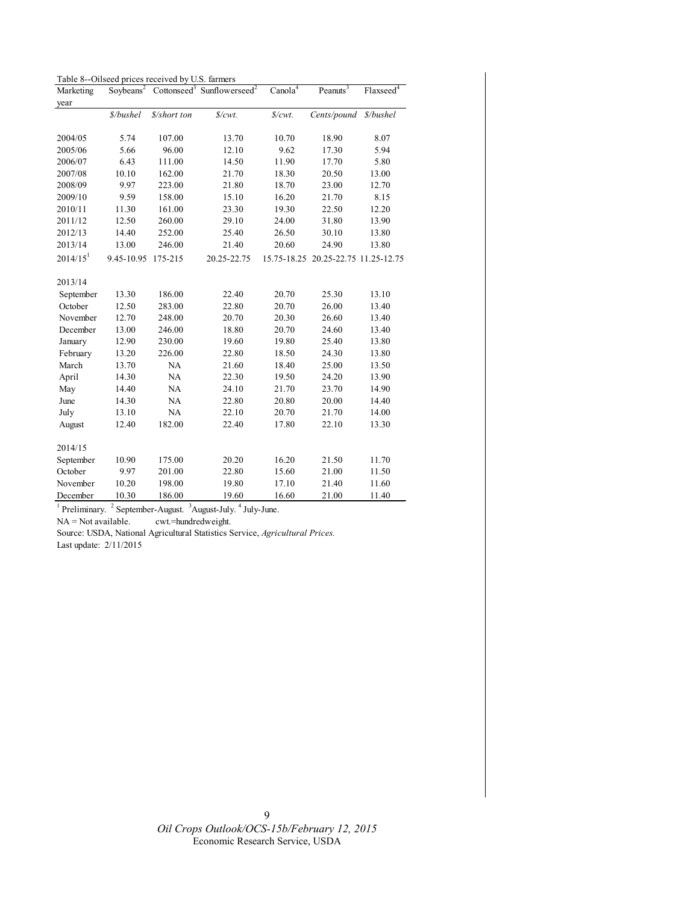Table 8--Oilseed prices received by U.S. farmers

| Marketing year | Soybeans[2] | Cottonseed[3] | Sunflowerseed[2] | Canola[4] | Peanuts[3] | Flaxseed[4] |
|---|---|---|---|---|---|---|
| | *$/bushel* | *$/short ton* | *$/cwt.* | *$/cwt.* | *Cents/pound* | *$/bushel* |
| 2004/05 | 5.74 | 107.00 | 13.70 | 10.70 | 18.90 | 8.07 |
| 2005/06 | 5.66 | 96.00 | 12.10 | 9.62 | 17.30 | 5.94 |
| 2006/07 | 6.43 | 111.00 | 14.50 | 11.90 | 17.70 | 5.80 |
| 2007/08 | 10.10 | 162.00 | 21.70 | 18.30 | 20.50 | 13.00 |
| 2008/09 | 9.97 | 223.00 | 21.80 | 18.70 | 23.00 | 12.70 |
| 2009/10 | 9.59 | 158.00 | 15.10 | 16.20 | 21.70 | 8.15 |
| 2010/11 | 11.30 | 161.00 | 23.30 | 19.30 | 22.50 | 12.20 |
| 2011/12 | 12.50 | 260.00 | 29.10 | 24.00 | 31.80 | 13.90 |
| 2012/13 | 14.40 | 252.00 | 25.40 | 26.50 | 30.10 | 13.80 |
| 2013/14 | 13.00 | 246.00 | 21.40 | 20.60 | 24.90 | 13.80 |
| 2014/15[1] | 9.45-10.95 | 175-215 | 20.25-22.75 | 15.75-18.25 | 20.25-22.75 | 11.25-12.75 |
| 2013/14 | | | | | | |
| September | 13.30 | 186.00 | 22.40 | 20.70 | 25.30 | 13.10 |
| October | 12.50 | 283.00 | 22.80 | 20.70 | 26.00 | 13.40 |
| November | 12.70 | 248.00 | 20.70 | 20.30 | 26.60 | 13.40 |
| December | 13.00 | 246.00 | 18.80 | 20.70 | 24.60 | 13.40 |
| January | 12.90 | 230.00 | 19.60 | 19.80 | 25.40 | 13.80 |
| February | 13.20 | 226.00 | 22.80 | 18.50 | 24.30 | 13.80 |
| March | 13.70 | NA | 21.60 | 18.40 | 25.00 | 13.50 |
| April | 14.30 | NA | 22.30 | 19.50 | 24.20 | 13.90 |
| May | 14.40 | NA | 24.10 | 21.70 | 23.70 | 14.90 |
| June | 14.30 | NA | 22.80 | 20.80 | 20.00 | 14.40 |
| July | 13.10 | NA | 22.10 | 20.70 | 21.70 | 14.00 |
| August | 12.40 | 182.00 | 22.40 | 17.80 | 22.10 | 13.30 |
| 2014/15 | | | | | | |
| September | 10.90 | 175.00 | 20.20 | 16.20 | 21.50 | 11.70 |
| October | 9.97 | 201.00 | 22.80 | 15.60 | 21.00 | 11.50 |
| November | 10.20 | 198.00 | 19.80 | 17.10 | 21.40 | 11.60 |
| December | 10.30 | 186.00 | 19.60 | 16.60 | 21.00 | 11.40 |

[1] Preliminary. [2] September-August. [3] August-July. [4] July-June.

NA = Not available. cwt.=hundredweight.

Source: USDA, National Agricultural Statistics Service, *Agricultural Prices.*

Last update: 2/11/2015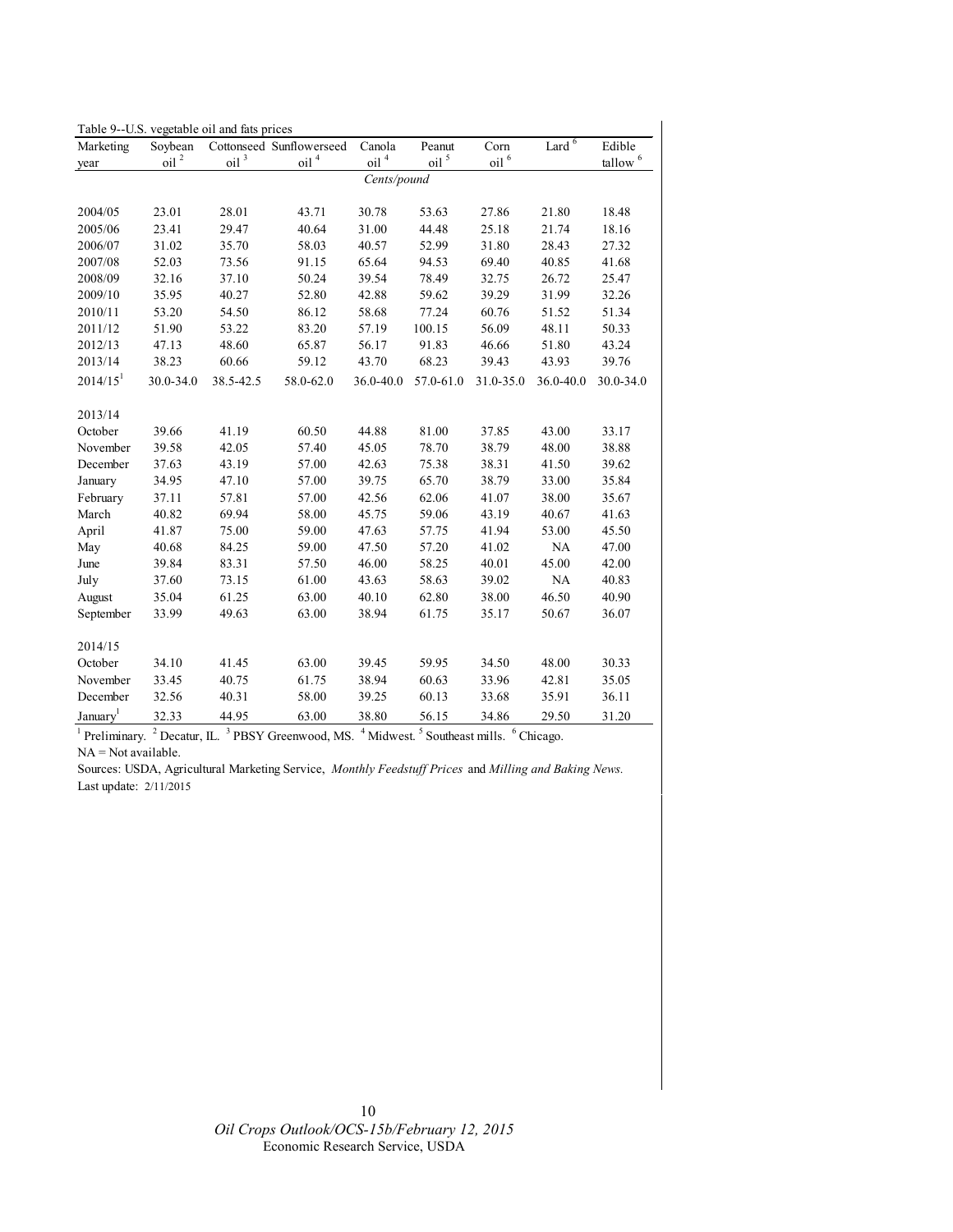Table 9--U.S. vegetable oil and fats prices

| Marketing year | Soybean oil [2] | Cottonseed oil [3] | Sunflowerseed oil [4] | Canola oil [4] | Peanut oil [5] | Corn oil [6] | Lard [6] | Edible tallow [6] |
|---|---|---|---|---|---|---|---|---|
| | | | | Cents/pound | | | | |
| 2004/05 | 23.01 | 28.01 | 43.71 | 30.78 | 53.63 | 27.86 | 21.80 | 18.48 |
| 2005/06 | 23.41 | 29.47 | 40.64 | 31.00 | 44.48 | 25.18 | 21.74 | 18.16 |
| 2006/07 | 31.02 | 35.70 | 58.03 | 40.57 | 52.99 | 31.80 | 28.43 | 27.32 |
| 2007/08 | 52.03 | 73.56 | 91.15 | 65.64 | 94.53 | 69.40 | 40.85 | 41.68 |
| 2008/09 | 32.16 | 37.10 | 50.24 | 39.54 | 78.49 | 32.75 | 26.72 | 25.47 |
| 2009/10 | 35.95 | 40.27 | 52.80 | 42.88 | 59.62 | 39.29 | 31.99 | 32.26 |
| 2010/11 | 53.20 | 54.50 | 86.12 | 58.68 | 77.24 | 60.76 | 51.52 | 51.34 |
| 2011/12 | 51.90 | 53.22 | 83.20 | 57.19 | 100.15 | 56.09 | 48.11 | 50.33 |
| 2012/13 | 47.13 | 48.60 | 65.87 | 56.17 | 91.83 | 46.66 | 51.80 | 43.24 |
| 2013/14 | 38.23 | 60.66 | 59.12 | 43.70 | 68.23 | 39.43 | 43.93 | 39.76 |
| 2014/15[1] | 30.0-34.0 | 38.5-42.5 | 58.0-62.0 | 36.0-40.0 | 57.0-61.0 | 31.0-35.0 | 36.0-40.0 | 30.0-34.0 |
| 2013/14 | | | | | | | | |
| October | 39.66 | 41.19 | 60.50 | 44.88 | 81.00 | 37.85 | 43.00 | 33.17 |
| November | 39.58 | 42.05 | 57.40 | 45.05 | 78.70 | 38.79 | 48.00 | 38.88 |
| December | 37.63 | 43.19 | 57.00 | 42.63 | 75.38 | 38.31 | 41.50 | 39.62 |
| January | 34.95 | 47.10 | 57.00 | 39.75 | 65.70 | 38.79 | 33.00 | 35.84 |
| February | 37.11 | 57.81 | 57.00 | 42.56 | 62.06 | 41.07 | 38.00 | 35.67 |
| March | 40.82 | 69.94 | 58.00 | 45.75 | 59.06 | 43.19 | 40.67 | 41.63 |
| April | 41.87 | 75.00 | 59.00 | 47.63 | 57.75 | 41.94 | 53.00 | 45.50 |
| May | 40.68 | 84.25 | 59.00 | 47.50 | 57.20 | 41.02 | NA | 47.00 |
| June | 39.84 | 83.31 | 57.50 | 46.00 | 58.25 | 40.01 | 45.00 | 42.00 |
| July | 37.60 | 73.15 | 61.00 | 43.63 | 58.63 | 39.02 | NA | 40.83 |
| August | 35.04 | 61.25 | 63.00 | 40.10 | 62.80 | 38.00 | 46.50 | 40.90 |
| September | 33.99 | 49.63 | 63.00 | 38.94 | 61.75 | 35.17 | 50.67 | 36.07 |
| 2014/15 | | | | | | | | |
| October | 34.10 | 41.45 | 63.00 | 39.45 | 59.95 | 34.50 | 48.00 | 30.33 |
| November | 33.45 | 40.75 | 61.75 | 38.94 | 60.63 | 33.96 | 42.81 | 35.05 |
| December | 32.56 | 40.31 | 58.00 | 39.25 | 60.13 | 33.68 | 35.91 | 36.11 |
| January[1] | 32.33 | 44.95 | 63.00 | 38.80 | 56.15 | 34.86 | 29.50 | 31.20 |

[1] Preliminary. [2] Decatur, IL. [3] PBSY Greenwood, MS. [4] Midwest. [5] Southeast mills. [6] Chicago.

NA = Not available.

Sources: USDA, Agricultural Marketing Service, *Monthly Feedstuff Prices* and *Milling and Baking News.*

Last update: 2/11/2015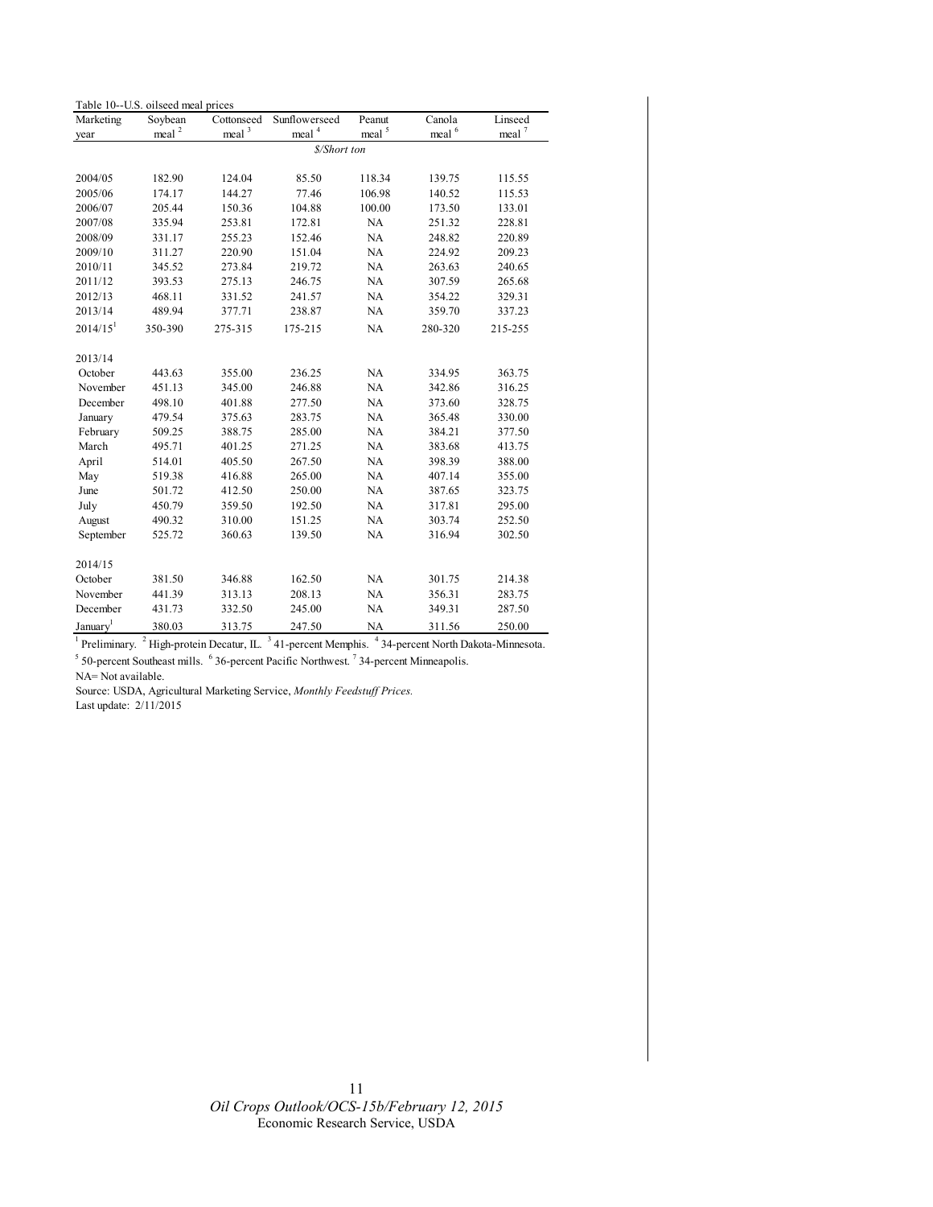Table 10--U.S. oilseed meal prices

| Marketing year | Soybean meal [2] | Cottonseed meal [3] | Sunflowerseed meal [4] | Peanut meal [5] | Canola meal [6] | Linseed meal [7] |
|---|---|---|---|---|---|---|
| | | | $/Short ton | | | |
| 2004/05 | 182.90 | 124.04 | 85.50 | 118.34 | 139.75 | 115.55 |
| 2005/06 | 174.17 | 144.27 | 77.46 | 106.98 | 140.52 | 115.53 |
| 2006/07 | 205.44 | 150.36 | 104.88 | 100.00 | 173.50 | 133.01 |
| 2007/08 | 335.94 | 253.81 | 172.81 | NA | 251.32 | 228.81 |
| 2008/09 | 331.17 | 255.23 | 152.46 | NA | 248.82 | 220.89 |
| 2009/10 | 311.27 | 220.90 | 151.04 | NA | 224.92 | 209.23 |
| 2010/11 | 345.52 | 273.84 | 219.72 | NA | 263.63 | 240.65 |
| 2011/12 | 393.53 | 275.13 | 246.75 | NA | 307.59 | 265.68 |
| 2012/13 | 468.11 | 331.52 | 241.57 | NA | 354.22 | 329.31 |
| 2013/14 | 489.94 | 377.71 | 238.87 | NA | 359.70 | 337.23 |
| 2014/15[1] | 350-390 | 275-315 | 175-215 | NA | 280-320 | 215-255 |
| 2013/14 | | | | | | |
| October | 443.63 | 355.00 | 236.25 | NA | 334.95 | 363.75 |
| November | 451.13 | 345.00 | 246.88 | NA | 342.86 | 316.25 |
| December | 498.10 | 401.88 | 277.50 | NA | 373.60 | 328.75 |
| January | 479.54 | 375.63 | 283.75 | NA | 365.48 | 330.00 |
| February | 509.25 | 388.75 | 285.00 | NA | 384.21 | 377.50 |
| March | 495.71 | 401.25 | 271.25 | NA | 383.68 | 413.75 |
| April | 514.01 | 405.50 | 267.50 | NA | 398.39 | 388.00 |
| May | 519.38 | 416.88 | 265.00 | NA | 407.14 | 355.00 |
| June | 501.72 | 412.50 | 250.00 | NA | 387.65 | 323.75 |
| July | 450.79 | 359.50 | 192.50 | NA | 317.81 | 295.00 |
| August | 490.32 | 310.00 | 151.25 | NA | 303.74 | 252.50 |
| September | 525.72 | 360.63 | 139.50 | NA | 316.94 | 302.50 |
| 2014/15 | | | | | | |
| October | 381.50 | 346.88 | 162.50 | NA | 301.75 | 214.38 |
| November | 441.39 | 313.13 | 208.13 | NA | 356.31 | 283.75 |
| December | 431.73 | 332.50 | 245.00 | NA | 349.31 | 287.50 |
| January[1] | 380.03 | 313.75 | 247.50 | NA | 311.56 | 250.00 |

[1] Preliminary. [2] High-protein Decatur, IL. [3] 41-percent Memphis. [4] 34-percent North Dakota-Minnesota.
[5] 50-percent Southeast mills. [6] 36-percent Pacific Northwest. [7] 34-percent Minneapolis.

NA= Not available.

Source: USDA, Agricultural Marketing Service, *Monthly Feedstuff Prices.*

Last update: 2/11/2015